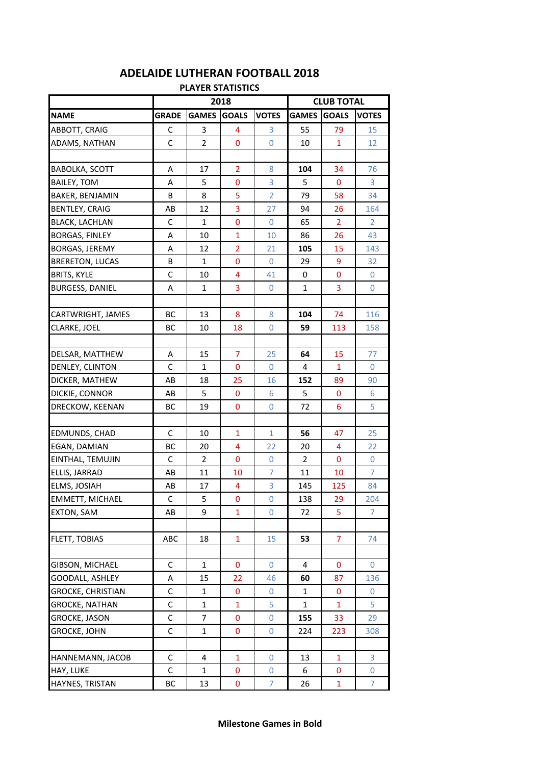# ADELAIDE LUTHERAN FOOTBALL 2018

## PLAYER STATISTICS

| | 2018 | | | | CLUB TOTAL | | |
|---|---|---|---|---|---|---|---|
| **NAME** | **GRADE** | **GAMES** | **GOALS** | **VOTES** | **GAMES** | **GOALS** | **VOTES** |
| ABBOTT, CRAIG | C | 3 | 4 | 3 | 55 | 79 | 15 |
| ADAMS, NATHAN | C | 2 | 0 | 0 | 10 | 1 | 12 |
| | | | | | | | |
| BABOLKA, SCOTT | A | 17 | 2 | 8 | **104** | 34 | 76 |
| BAILEY, TOM | A | 5 | 0 | 3 | 5 | 0 | 3 |
| BAKER, BENJAMIN | B | 8 | 5 | 2 | 79 | 58 | 34 |
| BENTLEY, CRAIG | AB | 12 | 3 | 27 | 94 | 26 | 164 |
| BLACK, LACHLAN | C | 1 | 0 | 0 | 65 | 2 | 2 |
| BORGAS, FINLEY | A | 10 | 1 | 10 | 86 | 26 | 43 |
| BORGAS, JEREMY | A | 12 | 2 | 21 | **105** | 15 | 143 |
| BRERETON, LUCAS | B | 1 | 0 | 0 | 29 | 9 | 32 |
| BRITS, KYLE | C | 10 | 4 | 41 | 0 | 0 | 0 |
| BURGESS, DANIEL | A | 1 | 3 | 0 | 1 | 3 | 0 |
| | | | | | | | |
| CARTWRIGHT, JAMES | BC | 13 | 8 | 8 | **104** | 74 | 116 |
| CLARKE, JOEL | BC | 10 | 18 | 0 | **59** | 113 | 158 |
| | | | | | | | |
| DELSAR, MATTHEW | A | 15 | 7 | 25 | **64** | 15 | 77 |
| DENLEY, CLINTON | C | 1 | 0 | 0 | 4 | 1 | 0 |
| DICKER, MATHEW | AB | 18 | 25 | 16 | **152** | 89 | 90 |
| DICKIE, CONNOR | AB | 5 | 0 | 6 | 5 | 0 | 6 |
| DRECKOW, KEENAN | BC | 19 | 0 | 0 | 72 | 6 | 5 |
| | | | | | | | |
| EDMUNDS, CHAD | C | 10 | 1 | 1 | **56** | 47 | 25 |
| EGAN, DAMIAN | BC | 20 | 4 | 22 | 20 | 4 | 22 |
| EINTHAL, TEMUJIN | C | 2 | 0 | 0 | 2 | 0 | 0 |
| ELLIS, JARRAD | AB | 11 | 10 | 7 | 11 | 10 | 7 |
| ELMS, JOSIAH | AB | 17 | 4 | 3 | 145 | 125 | 84 |
| EMMETT, MICHAEL | C | 5 | 0 | 0 | 138 | 29 | 204 |
| EXTON, SAM | AB | 9 | 1 | 0 | 72 | 5 | 7 |
| | | | | | | | |
| FLETT, TOBIAS | ABC | 18 | 1 | 15 | **53** | 7 | 74 |
| | | | | | | | |
| GIBSON, MICHAEL | C | 1 | 0 | 0 | 4 | 0 | 0 |
| GOODALL, ASHLEY | A | 15 | 22 | 46 | **60** | 87 | 136 |
| GROCKE, CHRISTIAN | C | 1 | 0 | 0 | 1 | 0 | 0 |
| GROCKE, NATHAN | C | 1 | 1 | 5 | 1 | 1 | 5 |
| GROCKE, JASON | C | 7 | 0 | 0 | **155** | 33 | 29 |
| GROCKE, JOHN | C | 1 | 0 | 0 | 224 | 223 | 308 |
| | | | | | | | |
| HANNEMANN, JACOB | C | 4 | 1 | 0 | 13 | 1 | 3 |
| HAY, LUKE | C | 1 | 0 | 0 | 6 | 0 | 0 |
| HAYNES, TRISTAN | BC | 13 | 0 | 7 | 26 | 1 | 7 |

**Milestone Games in Bold**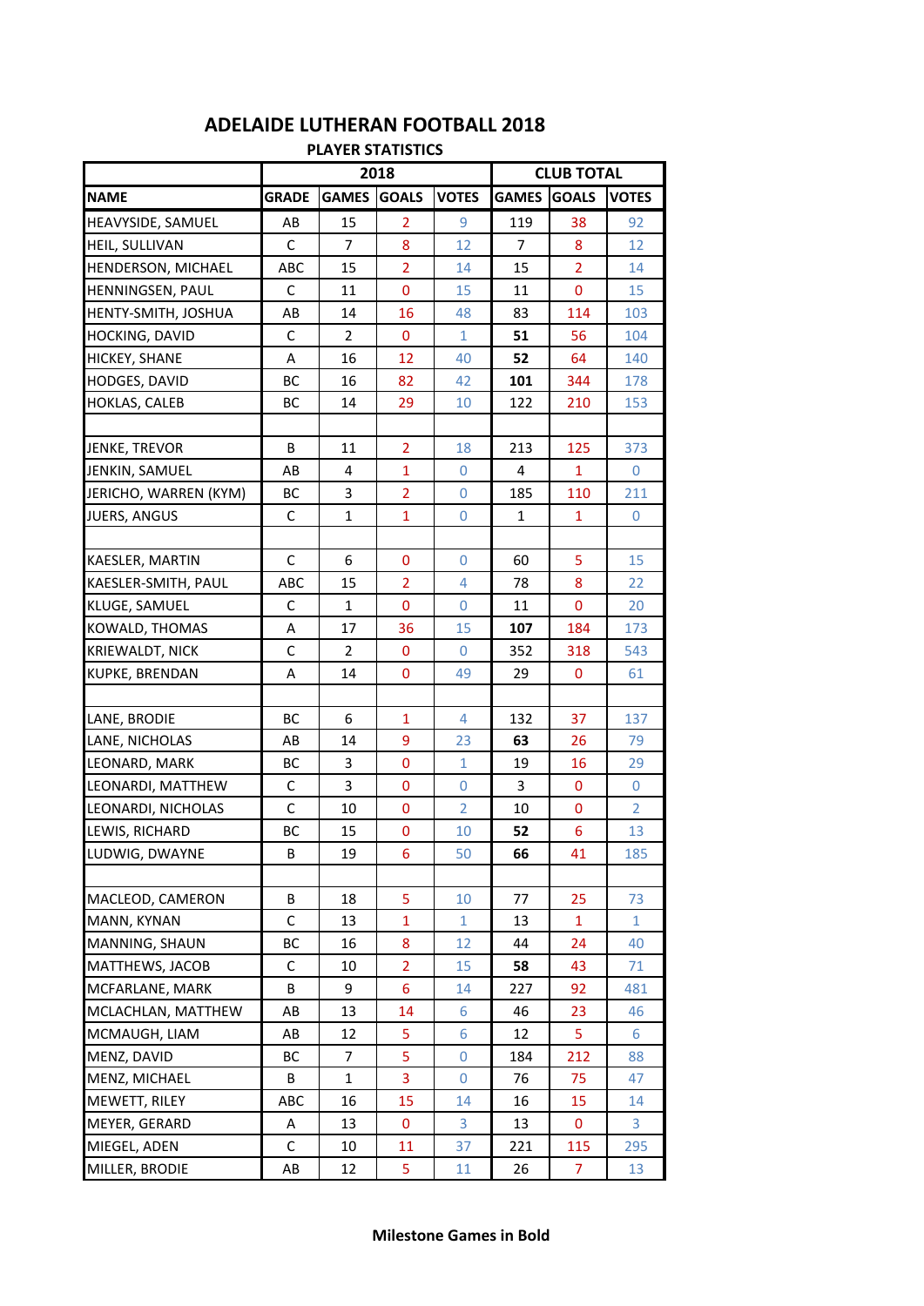# ADELAIDE LUTHERAN FOOTBALL 2018

## PLAYER STATISTICS

| | 2018 | | | | CLUB TOTAL | | |
|---|---|---|---|---|---|---|---|
| **NAME** | **GRADE** | **GAMES** | **GOALS** | **VOTES** | **GAMES** | **GOALS** | **VOTES** |
| HEAVYSIDE, SAMUEL | AB | 15 | 2 | 9 | 119 | 38 | 92 |
| HEIL, SULLIVAN | C | 7 | 8 | 12 | 7 | 8 | 12 |
| HENDERSON, MICHAEL | ABC | 15 | 2 | 14 | 15 | 2 | 14 |
| HENNINGSEN, PAUL | C | 11 | 0 | 15 | 11 | 0 | 15 |
| HENTY-SMITH, JOSHUA | AB | 14 | 16 | 48 | 83 | 114 | 103 |
| HOCKING, DAVID | C | 2 | 0 | 1 | **51** | 56 | 104 |
| HICKEY, SHANE | A | 16 | 12 | 40 | **52** | 64 | 140 |
| HODGES, DAVID | BC | 16 | 82 | 42 | **101** | 344 | 178 |
| HOKLAS, CALEB | BC | 14 | 29 | 10 | 122 | 210 | 153 |
| | | | | | | | |
| JENKE, TREVOR | B | 11 | 2 | 18 | 213 | 125 | 373 |
| JENKIN, SAMUEL | AB | 4 | 1 | 0 | 4 | 1 | 0 |
| JERICHO, WARREN (KYM) | BC | 3 | 2 | 0 | 185 | 110 | 211 |
| JUERS, ANGUS | C | 1 | 1 | 0 | 1 | 1 | 0 |
| | | | | | | | |
| KAESLER, MARTIN | C | 6 | 0 | 0 | 60 | 5 | 15 |
| KAESLER-SMITH, PAUL | ABC | 15 | 2 | 4 | 78 | 8 | 22 |
| KLUGE, SAMUEL | C | 1 | 0 | 0 | 11 | 0 | 20 |
| KOWALD, THOMAS | A | 17 | 36 | 15 | **107** | 184 | 173 |
| KRIEWALDT, NICK | C | 2 | 0 | 0 | 352 | 318 | 543 |
| KUPKE, BRENDAN | A | 14 | 0 | 49 | 29 | 0 | 61 |
| | | | | | | | |
| LANE, BRODIE | BC | 6 | 1 | 4 | 132 | 37 | 137 |
| LANE, NICHOLAS | AB | 14 | 9 | 23 | **63** | 26 | 79 |
| LEONARD, MARK | BC | 3 | 0 | 1 | 19 | 16 | 29 |
| LEONARDI, MATTHEW | C | 3 | 0 | 0 | 3 | 0 | 0 |
| LEONARDI, NICHOLAS | C | 10 | 0 | 2 | 10 | 0 | 2 |
| LEWIS, RICHARD | BC | 15 | 0 | 10 | **52** | 6 | 13 |
| LUDWIG, DWAYNE | B | 19 | 6 | 50 | **66** | 41 | 185 |
| | | | | | | | |
| MACLEOD, CAMERON | B | 18 | 5 | 10 | 77 | 25 | 73 |
| MANN, KYNAN | C | 13 | 1 | 1 | 13 | 1 | 1 |
| MANNING, SHAUN | BC | 16 | 8 | 12 | 44 | 24 | 40 |
| MATTHEWS, JACOB | C | 10 | 2 | 15 | **58** | 43 | 71 |
| MCFARLANE, MARK | B | 9 | 6 | 14 | 227 | 92 | 481 |
| MCLACHLAN, MATTHEW | AB | 13 | 14 | 6 | 46 | 23 | 46 |
| MCMAUGH, LIAM | AB | 12 | 5 | 6 | 12 | 5 | 6 |
| MENZ, DAVID | BC | 7 | 5 | 0 | 184 | 212 | 88 |
| MENZ, MICHAEL | B | 1 | 3 | 0 | 76 | 75 | 47 |
| MEWETT, RILEY | ABC | 16 | 15 | 14 | 16 | 15 | 14 |
| MEYER, GERARD | A | 13 | 0 | 3 | 13 | 0 | 3 |
| MIEGEL, ADEN | C | 10 | 11 | 37 | 221 | 115 | 295 |
| MILLER, BRODIE | AB | 12 | 5 | 11 | 26 | 7 | 13 |

**Milestone Games in Bold**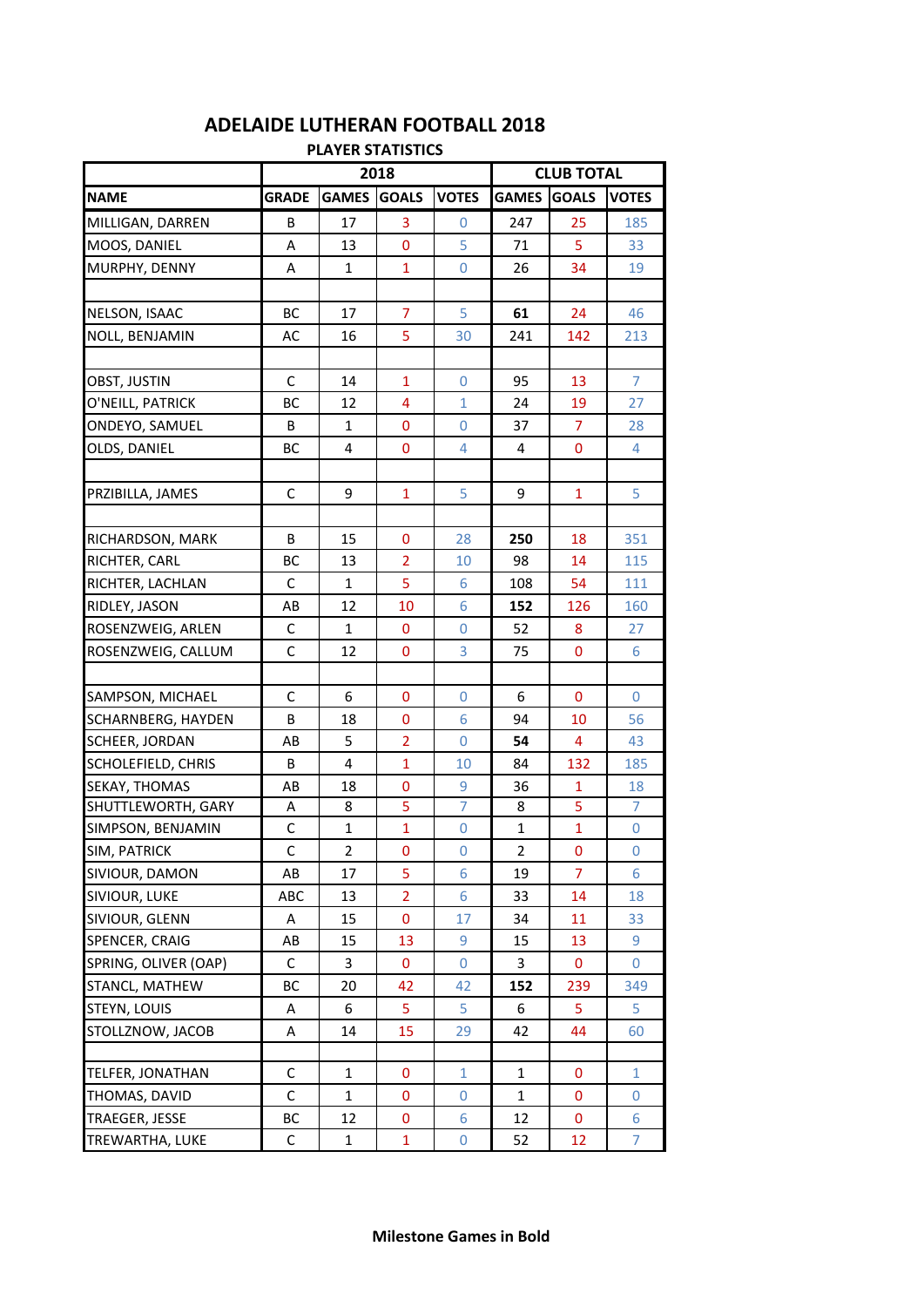# ADELAIDE LUTHERAN FOOTBALL 2018

## PLAYER STATISTICS

| | 2018 | | | | CLUB TOTAL | | |
|---|---|---|---|---|---|---|---|
| NAME | GRADE | GAMES | GOALS | VOTES | GAMES | GOALS | VOTES |
| MILLIGAN, DARREN | B | 17 | 3 | 0 | 247 | 25 | 185 |
| MOOS, DANIEL | A | 13 | 0 | 5 | 71 | 5 | 33 |
| MURPHY, DENNY | A | 1 | 1 | 0 | 26 | 34 | 19 |
| | | | | | | | |
| NELSON, ISAAC | BC | 17 | 7 | 5 | **61** | 24 | 46 |
| NOLL, BENJAMIN | AC | 16 | 5 | 30 | 241 | 142 | 213 |
| | | | | | | | |
| OBST, JUSTIN | C | 14 | 1 | 0 | 95 | 13 | 7 |
| O'NEILL, PATRICK | BC | 12 | 4 | 1 | 24 | 19 | 27 |
| ONDEYO, SAMUEL | B | 1 | 0 | 0 | 37 | 7 | 28 |
| OLDS, DANIEL | BC | 4 | 0 | 4 | 4 | 0 | 4 |
| | | | | | | | |
| PRZIBILLA, JAMES | C | 9 | 1 | 5 | 9 | 1 | 5 |
| | | | | | | | |
| RICHARDSON, MARK | B | 15 | 0 | 28 | **250** | 18 | 351 |
| RICHTER, CARL | BC | 13 | 2 | 10 | 98 | 14 | 115 |
| RICHTER, LACHLAN | C | 1 | 5 | 6 | 108 | 54 | 111 |
| RIDLEY, JASON | AB | 12 | 10 | 6 | **152** | 126 | 160 |
| ROSENZWEIG, ARLEN | C | 1 | 0 | 0 | 52 | 8 | 27 |
| ROSENZWEIG, CALLUM | C | 12 | 0 | 3 | 75 | 0 | 6 |
| | | | | | | | |
| SAMPSON, MICHAEL | C | 6 | 0 | 0 | 6 | 0 | 0 |
| SCHARNBERG, HAYDEN | B | 18 | 0 | 6 | 94 | 10 | 56 |
| SCHEER, JORDAN | AB | 5 | 2 | 0 | **54** | 4 | 43 |
| SCHOLEFIELD, CHRIS | B | 4 | 1 | 10 | 84 | 132 | 185 |
| SEKAY, THOMAS | AB | 18 | 0 | 9 | 36 | 1 | 18 |
| SHUTTLEWORTH, GARY | A | 8 | 5 | 7 | 8 | 5 | 7 |
| SIMPSON, BENJAMIN | C | 1 | 1 | 0 | 1 | 1 | 0 |
| SIM, PATRICK | C | 2 | 0 | 0 | 2 | 0 | 0 |
| SIVIOUR, DAMON | AB | 17 | 5 | 6 | 19 | 7 | 6 |
| SIVIOUR, LUKE | ABC | 13 | 2 | 6 | 33 | 14 | 18 |
| SIVIOUR, GLENN | A | 15 | 0 | 17 | 34 | 11 | 33 |
| SPENCER, CRAIG | AB | 15 | 13 | 9 | 15 | 13 | 9 |
| SPRING, OLIVER (OAP) | C | 3 | 0 | 0 | 3 | 0 | 0 |
| STANCL, MATHEW | BC | 20 | 42 | 42 | **152** | 239 | 349 |
| STEYN, LOUIS | A | 6 | 5 | 5 | 6 | 5 | 5 |
| STOLLZNOW, JACOB | A | 14 | 15 | 29 | 42 | 44 | 60 |
| | | | | | | | |
| TELFER, JONATHAN | C | 1 | 0 | 1 | 1 | 0 | 1 |
| THOMAS, DAVID | C | 1 | 0 | 0 | 1 | 0 | 0 |
| TRAEGER, JESSE | BC | 12 | 0 | 6 | 12 | 0 | 6 |
| TREWARTHA, LUKE | C | 1 | 1 | 0 | 52 | 12 | 7 |

**Milestone Games in Bold**